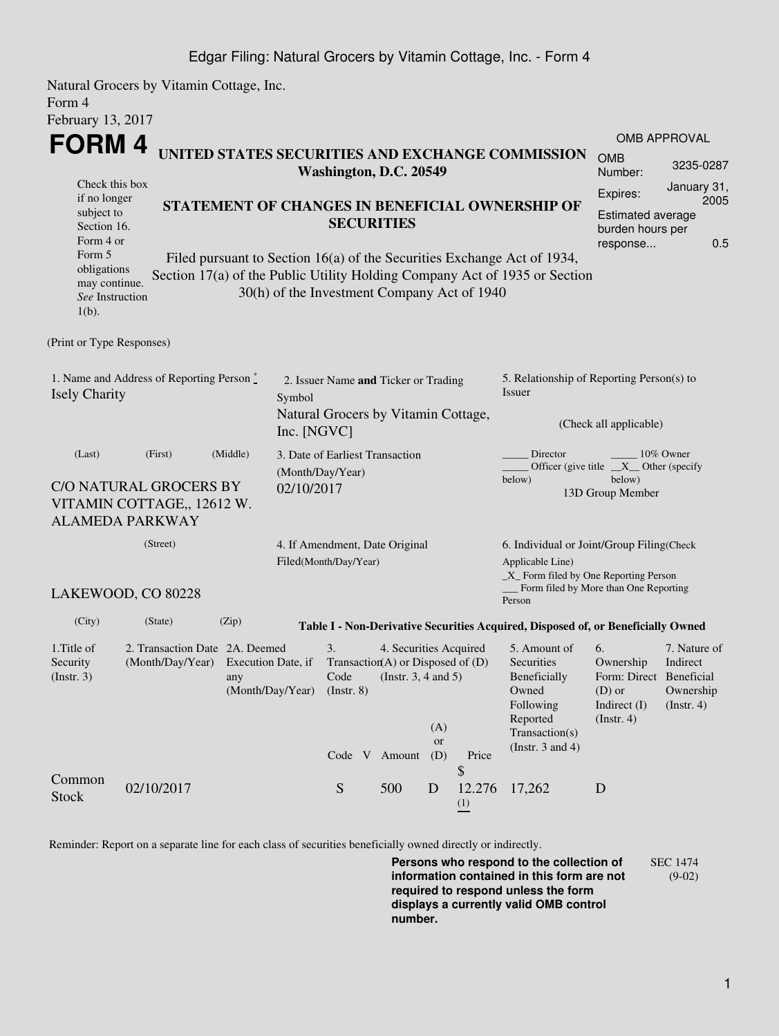Natural Grocers by Vitamin Cottage, Inc.
Form 4
February 13, 2017

# FORM 4

## UNITED STATES SECURITIES AND EXCHANGE COMMISSION
**Washington, D.C. 20549**

Check this box if no longer subject to Section 16. Form 4 or Form 5 obligations may continue. *See* Instruction 1(b).

## STATEMENT OF CHANGES IN BENEFICIAL OWNERSHIP OF SECURITIES

Filed pursuant to Section 16(a) of the Securities Exchange Act of 1934, Section 17(a) of the Public Utility Holding Company Act of 1935 or Section 30(h) of the Investment Company Act of 1940

| OMB APPROVAL | |
|---|---|
| OMB Number: | 3235-0287 |
| Expires: | January 31, 2005 |
| Estimated average burden hours per response... | 0.5 |

(Print or Type Responses)

1. Name and Address of Reporting Person *
Isely Charity

(Last) (First) (Middle)

C/O NATURAL GROCERS BY VITAMIN COTTAGE,, 12612 W. ALAMEDA PARKWAY

(Street)

LAKEWOOD, CO 80228

(City) (State) (Zip)

2. Issuer Name **and** Ticker or Trading Symbol
Natural Grocers by Vitamin Cottage, Inc. [NGVC]

3. Date of Earliest Transaction (Month/Day/Year)
02/10/2017

4. If Amendment, Date Original Filed(Month/Day/Year)

5. Relationship of Reporting Person(s) to Issuer

(Check all applicable)

_____ Director _____ 10% Owner
_____ Officer (give title below) __X__ Other (specify below)
13D Group Member

6. Individual or Joint/Group Filing(Check Applicable Line)
_X_ Form filed by One Reporting Person
___ Form filed by More than One Reporting Person

**Table I - Non-Derivative Securities Acquired, Disposed of, or Beneficially Owned**

| 1.Title of Security (Instr. 3) | 2. Transaction Date (Month/Day/Year) | 2A. Deemed Execution Date, if any (Month/Day/Year) | 3. Transaction Code (Instr. 8) | | 4. Securities Acquired (A) or Disposed of (D) (Instr. 3, 4 and 5) | | | 5. Amount of Securities Beneficially Owned Following Reported Transaction(s) (Instr. 3 and 4) | 6. Ownership Form: Direct (D) or Indirect (I) (Instr. 4) | 7. Nature of Indirect Beneficial Ownership (Instr. 4) |
|---|---|---|---|---|---|---|---|---|---|---|
| | | | Code | V | Amount | (A) or (D) | Price | | | |
| Common Stock | 02/10/2017 | | S | | 500 | D | $ 12.276 (1) | 17,262 | D | |

Reminder: Report on a separate line for each class of securities beneficially owned directly or indirectly.

**Persons who respond to the collection of information contained in this form are not required to respond unless the form displays a currently valid OMB control number.**

SEC 1474 (9-02)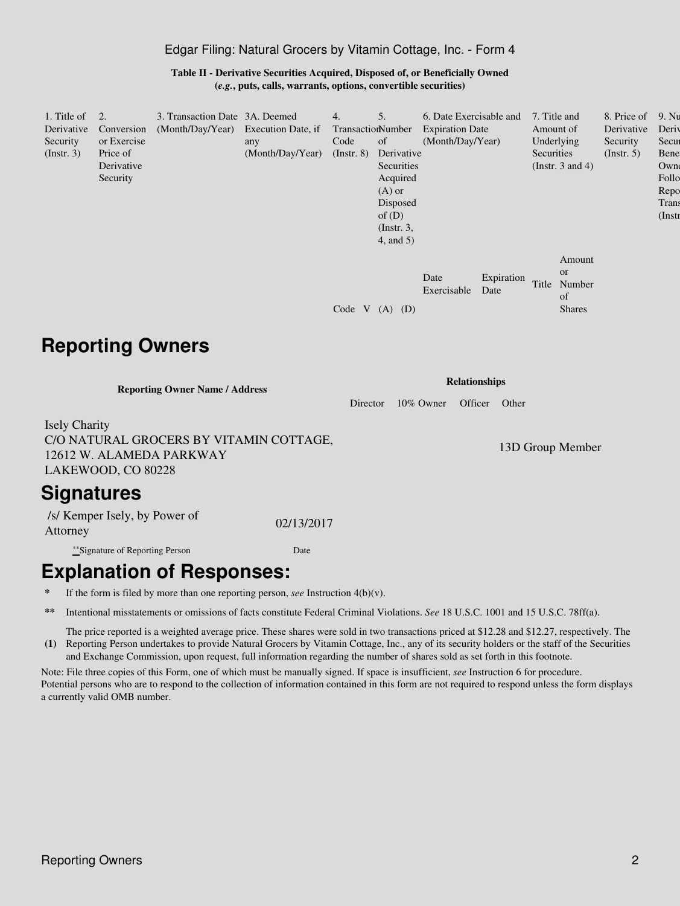**Table II - Derivative Securities Acquired, Disposed of, or Beneficially Owned**
**(*e.g.*, puts, calls, warrants, options, convertible securities)**

| 1. Title of Derivative Security (Instr. 3) | 2. Conversion or Exercise Price of Derivative Security | 3. Transaction Date (Month/Day/Year) | 3A. Deemed Execution Date, if any (Month/Day/Year) | 4. Transaction Code (Instr. 8) | | 5. Number of Derivative Securities Acquired (A) or Disposed of (D) (Instr. 3, 4, and 5) | | 6. Date Exercisable and Expiration Date (Month/Day/Year) | | 7. Title and Amount of Underlying Securities (Instr. 3 and 4) | | 8. Price of Derivative Security (Instr. 5) | 9. Nu Deriv Secur Bene Owne Follo Repo Trans (Instr |
|---|---|---|---|---|---|---|---|---|---|---|---|---|---|
| | | | | Code | V | (A) | (D) | Date Exercisable | Expiration Date | Title | Amount or Number of Shares | | |

## Reporting Owners

| Reporting Owner Name / Address | Relationships | | | |
|---|---|---|---|---|
| | Director | 10% Owner | Officer | Other |
| Isely Charity<br>C/O NATURAL GROCERS BY VITAMIN COTTAGE,<br>12612 W. ALAMEDA PARKWAY<br>LAKEWOOD, CO 80228 | | | | 13D Group Member |

## Signatures

| | |
|---|---|
| /s/ Kemper Isely, by Power of Attorney | 02/13/2017 |
| **Signature of Reporting Person | Date |

## Explanation of Responses:

* If the form is filed by more than one reporting person, *see* Instruction 4(b)(v).

** Intentional misstatements or omissions of facts constitute Federal Criminal Violations. *See* 18 U.S.C. 1001 and 15 U.S.C. 78ff(a).

**(1)** The price reported is a weighted average price. These shares were sold in two transactions priced at $12.28 and $12.27, respectively. The Reporting Person undertakes to provide Natural Grocers by Vitamin Cottage, Inc., any of its security holders or the staff of the Securities and Exchange Commission, upon request, full information regarding the number of shares sold as set forth in this footnote.

Note: File three copies of this Form, one of which must be manually signed. If space is insufficient, *see* Instruction 6 for procedure.
Potential persons who are to respond to the collection of information contained in this form are not required to respond unless the form displays a currently valid OMB number.